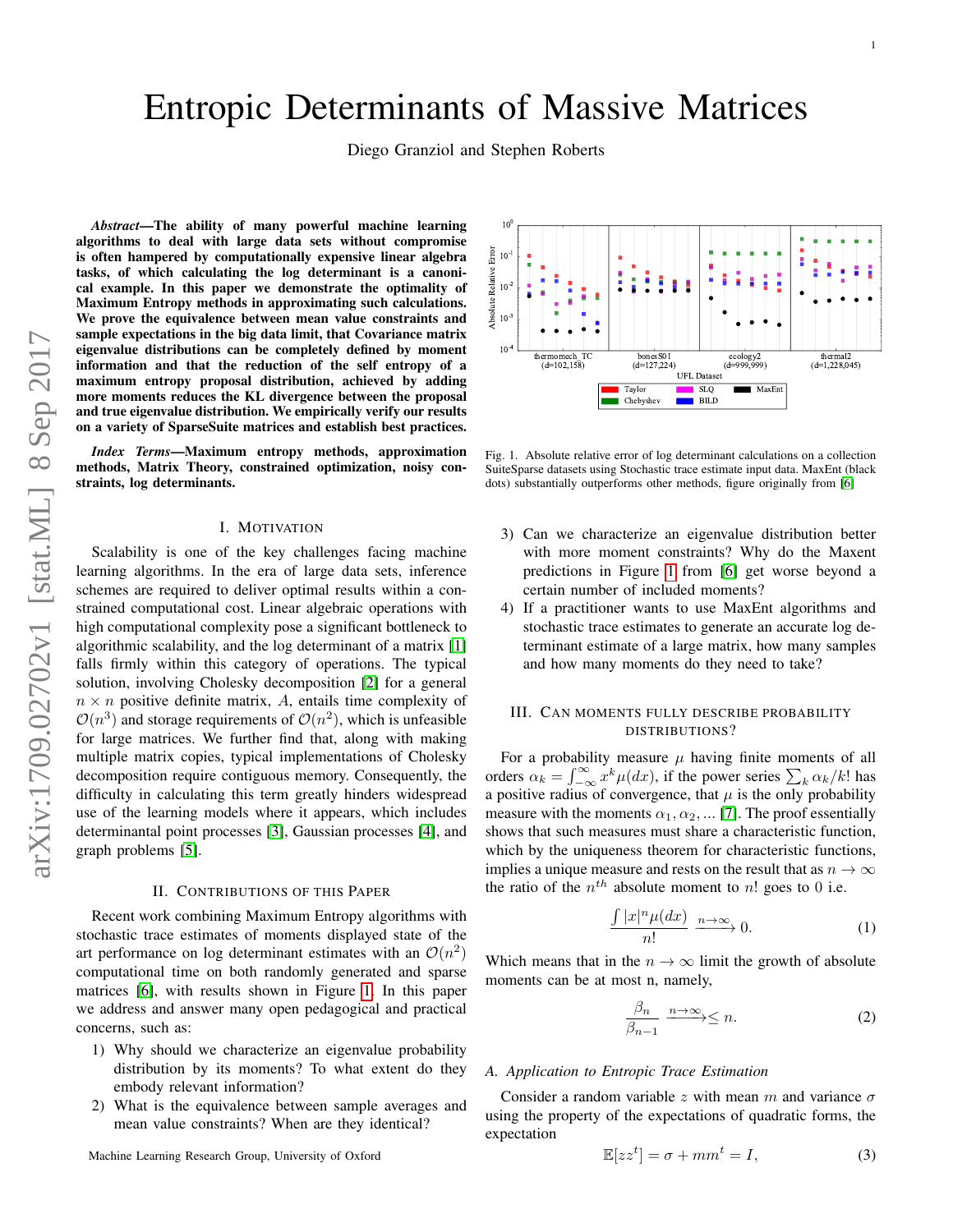# Entropic Determinants of Massive Matrices

Diego Granziol and Stephen Roberts

***Abstract*—The ability of many powerful machine learning algorithms to deal with large data sets without compromise is often hampered by computationally expensive linear algebra tasks, of which calculating the log determinant is a canonical example. In this paper we demonstrate the optimality of Maximum Entropy methods in approximating such calculations. We prove the equivalence between mean value constraints and sample expectations in the big data limit, that Covariance matrix eigenvalue distributions can be completely defined by moment information and that the reduction of the self entropy of a maximum entropy proposal distribution, achieved by adding more moments reduces the KL divergence between the proposal and true eigenvalue distribution. We empirically verify our results on a variety of SparseSuite matrices and establish best practices.**

***Index Terms*—Maximum entropy methods, approximation methods, Matrix Theory, constrained optimization, noisy constraints, log determinants.**

## I. Motivation

Scalability is one of the key challenges facing machine learning algorithms. In the era of large data sets, inference schemes are required to deliver optimal results within a constrained computational cost. Linear algebraic operations with high computational complexity pose a significant bottleneck to algorithmic scalability, and the log determinant of a matrix [1] falls firmly within this category of operations. The typical solution, involving Cholesky decomposition [2] for a general $n \times n$ positive definite matrix, $A$, entails time complexity of $\mathcal{O}(n^3)$ and storage requirements of $\mathcal{O}(n^2)$, which is unfeasible for large matrices. We further find that, along with making multiple matrix copies, typical implementations of Cholesky decomposition require contiguous memory. Consequently, the difficulty in calculating this term greatly hinders widespread use of the learning models where it appears, which includes determinantal point processes [3], Gaussian processes [4], and graph problems [5].

## II. Contributions of this Paper

Recent work combining Maximum Entropy algorithms with stochastic trace estimates of moments displayed state of the art performance on log determinant estimates with an $\mathcal{O}(n^2)$ computational time on both randomly generated and sparse matrices [6], with results shown in Figure 1. In this paper we address and answer many open pedagogical and practical concerns, such as:

1) Why should we characterize an eigenvalue probability distribution by its moments? To what extent do they embody relevant information?
2) What is the equivalence between sample averages and mean value constraints? When are they identical?
3) Can we characterize an eigenvalue distribution better with more moment constraints? Why do the Maxent predictions in Figure 1 from [6] get worse beyond a certain number of included moments?
4) If a practitioner wants to use MaxEnt algorithms and stochastic trace estimates to generate an accurate log determinant estimate of a large matrix, how many samples and how many moments do they need to take?

Absolute Relative Error
10^0
10^-1
10^-2
10^-3
10^-4
thermomech_TC (d=102,158)
bonesS01 (d=127,224)
ecology2 (d=999,999)
thermal2 (d=1,228,045)
UFL Dataset
Taylor
Chebyshev
SLQ
BILD
MaxEnt

Fig. 1. Absolute relative error of log determinant calculations on a collection SuiteSparse datasets using Stochastic trace estimate input data. MaxEnt (black dots) substantially outperforms other methods, figure originally from [6]

## III. Can moments fully describe probability distributions?

For a probability measure $\mu$ having finite moments of all orders $\alpha_k = \int_{-\infty}^{\infty} x^k \mu(dx)$, if the power series $\sum_k \alpha_k / k!$ has a positive radius of convergence, that $\mu$ is the only probability measure with the moments $\alpha_1, \alpha_2, ...$ [7]. The proof essentially shows that such measures must share a characteristic function, which by the uniqueness theorem for characteristic functions, implies a unique measure and rests on the result that as $n \to \infty$ the ratio of the $n^{th}$ absolute moment to $n!$ goes to 0 i.e.

$$\frac{\int |x|^n \mu(dx)}{n!} \xrightarrow{n \to \infty} 0. \tag{1}$$

Which means that in the $n \to \infty$ limit the growth of absolute moments can be at most n, namely,

$$\frac{\beta_n}{\beta_{n-1}} \xrightarrow{n \to \infty} \leq n. \tag{2}$$

### A. Application to Entropic Trace Estimation

Consider a random variable $z$ with mean $m$ and variance $\sigma$ using the property of the expectations of quadratic forms, the expectation

$$\mathbb{E}[zz^t] = \sigma + mm^t = I, \tag{3}$$

Machine Learning Research Group, University of Oxford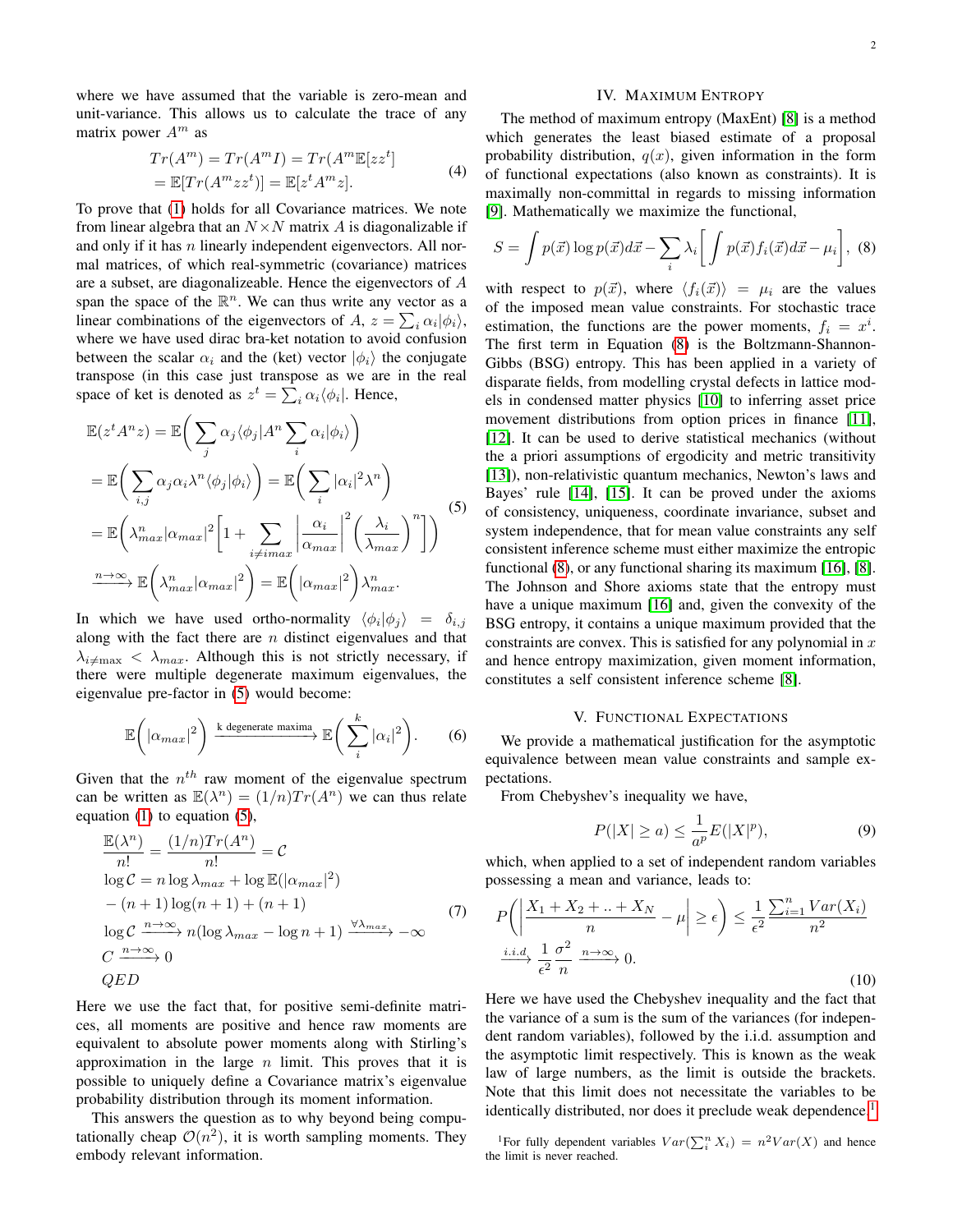where we have assumed that the variable is zero-mean and unit-variance. This allows us to calculate the trace of any matrix power $A^m$ as

$$
\begin{aligned}
Tr(A^m) &= Tr(A^m I) = Tr(A^m \mathbb{E}[zz^t] \\
&= \mathbb{E}[Tr(A^m zz^t)] = \mathbb{E}[z^t A^m z].
\end{aligned} \tag{4}
$$

To prove that (1) holds for all Covariance matrices. We note from linear algebra that an $N \times N$ matrix $A$ is diagonalizable if and only if it has $n$ linearly independent eigenvectors. All normal matrices, of which real-symmetric (covariance) matrices are a subset, are diagonalizeable. Hence the eigenvectors of $A$ span the space of the $\mathbb{R}^n$. We can thus write any vector as a linear combinations of the eigenvectors of $A$, $z = \sum_i \alpha_i |\phi_i\rangle$, where we have used dirac bra-ket notation to avoid confusion between the scalar $\alpha_i$ and the (ket) vector $|\phi_i\rangle$ the conjugate transpose (in this case just transpose as we are in the real space of ket is denoted as $z^t = \sum_i \alpha_i \langle\phi_i|$. Hence,

$$
\begin{aligned}
&\mathbb{E}(z^t A^n z) = \mathbb{E}\bigg(\sum_j \alpha_j \langle\phi_j| A^n \sum_i \alpha_i |\phi_i\rangle\bigg) \\
&= \mathbb{E}\bigg(\sum_{i,j} \alpha_j \alpha_i \lambda^n \langle\phi_j|\phi_i\rangle\bigg) = \mathbb{E}\bigg(\sum_i |\alpha_i|^2 \lambda^n\bigg) \\
&= \mathbb{E}\Bigg(\lambda_{max}^n |\alpha_{max}|^2 \bigg[1 + \sum_{i \neq imax} \bigg|\frac{\alpha_i}{\alpha_{max}}\bigg|^2 \bigg(\frac{\lambda_i}{\lambda_{max}}\bigg)^n\bigg]\Bigg) \\
&\xrightarrow{n\to\infty} \mathbb{E}\bigg(\lambda_{max}^n |\alpha_{max}|^2\bigg) = \mathbb{E}\bigg(|\alpha_{max}|^2\bigg)\lambda_{max}^n.
\end{aligned} \tag{5}
$$

In which we have used ortho-normality $\langle\phi_i|\phi_j\rangle = \delta_{i,j}$ along with the fact there are $n$ distinct eigenvalues and that $\lambda_{i\neq \max} < \lambda_{max}$. Although this is not strictly necessary, if there were multiple degenerate maximum eigenvalues, the eigenvalue pre-factor in (5) would become:

$$
\mathbb{E}\bigg(|\alpha_{max}|^2\bigg) \xrightarrow{\text{k degenerate maxima}} \mathbb{E}\bigg(\sum_i^k |\alpha_i|^2\bigg). \tag{6}
$$

Given that the $n^{th}$ raw moment of the eigenvalue spectrum can be written as $\mathbb{E}(\lambda^n) = (1/n)Tr(A^n)$ we can thus relate equation (1) to equation (5),

$$
\begin{aligned}
&\frac{\mathbb{E}(\lambda^n)}{n!} = \frac{(1/n)Tr(A^n)}{n!} = \mathcal{C} \\
&\log \mathcal{C} = n \log \lambda_{max} + \log \mathbb{E}(|\alpha_{max}|^2) \\
&- (n+1)\log(n+1) + (n+1) \\
&\log \mathcal{C} \xrightarrow{n\to\infty} n(\log \lambda_{max} - \log n + 1) \xrightarrow{\forall \lambda_{max}} -\infty \\
&C \xrightarrow{n\to\infty} 0 \\
&QED
\end{aligned} \tag{7}
$$

Here we use the fact that, for positive semi-definite matrices, all moments are positive and hence raw moments are equivalent to absolute power moments along with Stirling's approximation in the large $n$ limit. This proves that it is possible to uniquely define a Covariance matrix's eigenvalue probability distribution through its moment information.

This answers the question as to why beyond being computationally cheap $\mathcal{O}(n^2)$, it is worth sampling moments. They embody relevant information.

## IV. Maximum Entropy

The method of maximum entropy (MaxEnt) [8] is a method which generates the least biased estimate of a proposal probability distribution, $q(x)$, given information in the form of functional expectations (also known as constraints). It is maximally non-committal in regards to missing information [9]. Mathematically we maximize the functional,

$$
S = \int p(\vec{x}) \log p(\vec{x}) d\vec{x} - \sum_i \lambda_i \bigg[\int p(\vec{x}) f_i(\vec{x}) d\vec{x} - \mu_i\bigg], \tag{8}
$$

with respect to $p(\vec{x})$, where $\langle f_i(\vec{x})\rangle = \mu_i$ are the values of the imposed mean value constraints. For stochastic trace estimation, the functions are the power moments, $f_i = x^i$. The first term in Equation (8) is the Boltzmann-Shannon-Gibbs (BSG) entropy. This has been applied in a variety of disparate fields, from modelling crystal defects in lattice models in condensed matter physics [10] to inferring asset price movement distributions from option prices in finance [11], [12]. It can be used to derive statistical mechanics (without the a priori assumptions of ergodicity and metric transitivity [13]), non-relativistic quantum mechanics, Newton's laws and Bayes' rule [14], [15]. It can be proved under the axioms of consistency, uniqueness, coordinate invariance, subset and system independence, that for mean value constraints any self consistent inference scheme must either maximize the entropic functional (8), or any functional sharing its maximum [16], [8]. The Johnson and Shore axioms state that the entropy must have a unique maximum [16] and, given the convexity of the BSG entropy, it contains a unique maximum provided that the constraints are convex. This is satisfied for any polynomial in $x$ and hence entropy maximization, given moment information, constitutes a self consistent inference scheme [8].

## V. Functional Expectations

We provide a mathematical justification for the asymptotic equivalence between mean value constraints and sample expectations.

From Chebyshev's inequality we have,

$$
P(|X| \geq a) \leq \frac{1}{a^p} E(|X|^p), \tag{9}
$$

which, when applied to a set of independent random variables possessing a mean and variance, leads to:

$$
\begin{aligned}
&P\bigg(\bigg|\frac{X_1 + X_2 + .. + X_N}{n} - \mu\bigg| \geq \epsilon\bigg) \leq \frac{1}{\epsilon^2} \frac{\sum_{i=1}^n Var(X_i)}{n^2} \\
&\xrightarrow{i.i.d} \frac{1}{\epsilon^2}\frac{\sigma^2}{n} \xrightarrow{n\to\infty} 0.
\end{aligned} \tag{10}
$$

Here we have used the Chebyshev inequality and the fact that the variance of a sum is the sum of the variances (for independent random variables), followed by the i.i.d. assumption and the asymptotic limit respectively. This is known as the weak law of large numbers, as the limit is outside the brackets. Note that this limit does not necessitate the variables to be identically distributed, nor does it preclude weak dependence [1]

[1] For fully dependent variables $Var(\sum_i^n X_i) = n^2 Var(X)$ and hence the limit is never reached.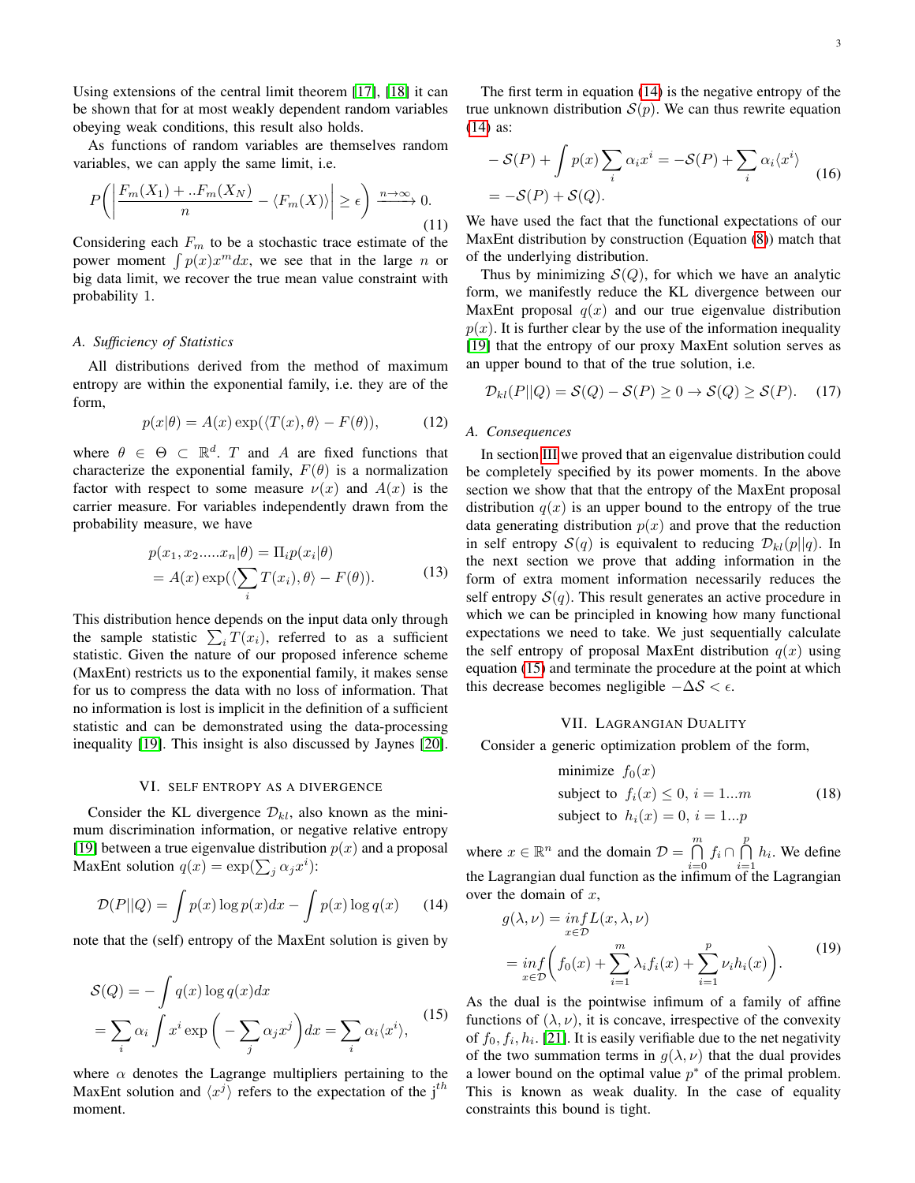Using extensions of the central limit theorem [17], [18] it can be shown that for at most weakly dependent random variables obeying weak conditions, this result also holds.

As functions of random variables are themselves random variables, we can apply the same limit, i.e.

$$P\bigg(\bigg|\frac{F_m(X_1)+..F_m(X_N)}{n}-\langle F_m(X)\rangle\bigg|\geq\epsilon\bigg)\xrightarrow{n\to\infty}0. \tag{11}$$

Considering each $F_m$ to be a stochastic trace estimate of the power moment $\int p(x)x^m dx$, we see that in the large $n$ or big data limit, we recover the true mean value constraint with probability 1.

### A. Sufficiency of Statistics

All distributions derived from the method of maximum entropy are within the exponential family, i.e. they are of the form,

$$p(x|\theta)=A(x)\exp(\langle T(x),\theta\rangle-F(\theta)), \tag{12}$$

where $\theta\in\Theta\subset\mathbb{R}^d$. $T$ and $A$ are fixed functions that characterize the exponential family, $F(\theta)$ is a normalization factor with respect to some measure $\nu(x)$ and $A(x)$ is the carrier measure. For variables independently drawn from the probability measure, we have

$$\begin{aligned}&p(x_1,x_2.....x_n|\theta)=\Pi_i p(x_i|\theta)\\&=A(x)\exp(\langle\sum_i T(x_i),\theta\rangle-F(\theta)).\end{aligned} \tag{13}$$

This distribution hence depends on the input data only through the sample statistic $\sum_i T(x_i)$, referred to as a sufficient statistic. Given the nature of our proposed inference scheme (MaxEnt) restricts us to the exponential family, it makes sense for us to compress the data with no loss of information. That no information is lost is implicit in the definition of a sufficient statistic and can be demonstrated using the data-processing inequality [19]. This insight is also discussed by Jaynes [20].

## VI. Self Entropy as a Divergence

Consider the KL divergence $\mathcal{D}_{kl}$, also known as the minimum discrimination information, or negative relative entropy [19] between a true eigenvalue distribution $p(x)$ and a proposal MaxEnt solution $q(x)=\exp(\sum_j\alpha_j x^i)$:

$$\mathcal{D}(P||Q)=\int p(x)\log p(x)dx-\int p(x)\log q(x) \tag{14}$$

note that the (self) entropy of the MaxEnt solution is given by

$$\begin{aligned}&\mathcal{S}(Q)=-\int q(x)\log q(x)dx\\&=\sum_i\alpha_i\int x^i\exp\bigg(-\sum_j\alpha_j x^j\bigg)dx=\sum_i\alpha_i\langle x^i\rangle,\end{aligned} \tag{15}$$

where $\alpha$ denotes the Lagrange multipliers pertaining to the MaxEnt solution and $\langle x^j\rangle$ refers to the expectation of the j$^{th}$ moment.

The first term in equation (14) is the negative entropy of the true unknown distribution $\mathcal{S}(p)$. We can thus rewrite equation (14) as:

$$\begin{aligned}&-\mathcal{S}(P)+\int p(x)\sum_i\alpha_i x^i=-\mathcal{S}(P)+\sum_i\alpha_i\langle x^i\rangle\\&=-\mathcal{S}(P)+\mathcal{S}(Q).\end{aligned} \tag{16}$$

We have used the fact that the functional expectations of our MaxEnt distribution by construction (Equation (8)) match that of the underlying distribution.

Thus by minimizing $\mathcal{S}(Q)$, for which we have an analytic form, we manifestly reduce the KL divergence between our MaxEnt proposal $q(x)$ and our true eigenvalue distribution $p(x)$. It is further clear by the use of the information inequality [19] that the entropy of our proxy MaxEnt solution serves as an upper bound to that of the true solution, i.e.

$$\mathcal{D}_{kl}(P||Q)=\mathcal{S}(Q)-\mathcal{S}(P)\geq 0\to\mathcal{S}(Q)\geq\mathcal{S}(P). \tag{17}$$

### A. Consequences

In section III we proved that an eigenvalue distribution could be completely specified by its power moments. In the above section we show that that the entropy of the MaxEnt proposal distribution $q(x)$ is an upper bound to the entropy of the true data generating distribution $p(x)$ and prove that the reduction in self entropy $\mathcal{S}(q)$ is equivalent to reducing $\mathcal{D}_{kl}(p||q)$. In the next section we prove that adding information in the form of extra moment information necessarily reduces the self entropy $\mathcal{S}(q)$. This result generates an active procedure in which we can be principled in knowing how many functional expectations we need to take. We just sequentially calculate the self entropy of proposal MaxEnt distribution $q(x)$ using equation (15) and terminate the procedure at the point at which this decrease becomes negligible $-\Delta\mathcal{S}<\epsilon$.

## VII. Lagrangian Duality

Consider a generic optimization problem of the form,

$$\begin{aligned}&\text{minimize }\ f_0(x)\\&\text{subject to }\ f_i(x)\leq 0,\ i=1...m\\&\text{subject to }\ h_i(x)=0,\ i=1...p\end{aligned} \tag{18}$$

where $x\in\mathbb{R}^n$ and the domain $\mathcal{D}=\bigcap_{i=0}^{m}f_i\cap\bigcap_{i=1}^{p}h_i$. We define the Lagrangian dual function as the infimum of the Lagrangian over the domain of $x$,

$$\begin{aligned}&g(\lambda,\nu)=\inf_{x\in\mathcal{D}}L(x,\lambda,\nu)\\&=\inf_{x\in\mathcal{D}}\bigg(f_0(x)+\sum_{i=1}^{m}\lambda_i f_i(x)+\sum_{i=1}^{p}\nu_i h_i(x)\bigg).\end{aligned} \tag{19}$$

As the dual is the pointwise infimum of a family of affine functions of $(\lambda,\nu)$, it is concave, irrespective of the convexity of $f_0,f_i,h_i$. [21]. It is easily verifiable due to the net negativity of the two summation terms in $g(\lambda,\nu)$ that the dual provides a lower bound on the optimal value $p^*$ of the primal problem. This is known as weak duality. In the case of equality constraints this bound is tight.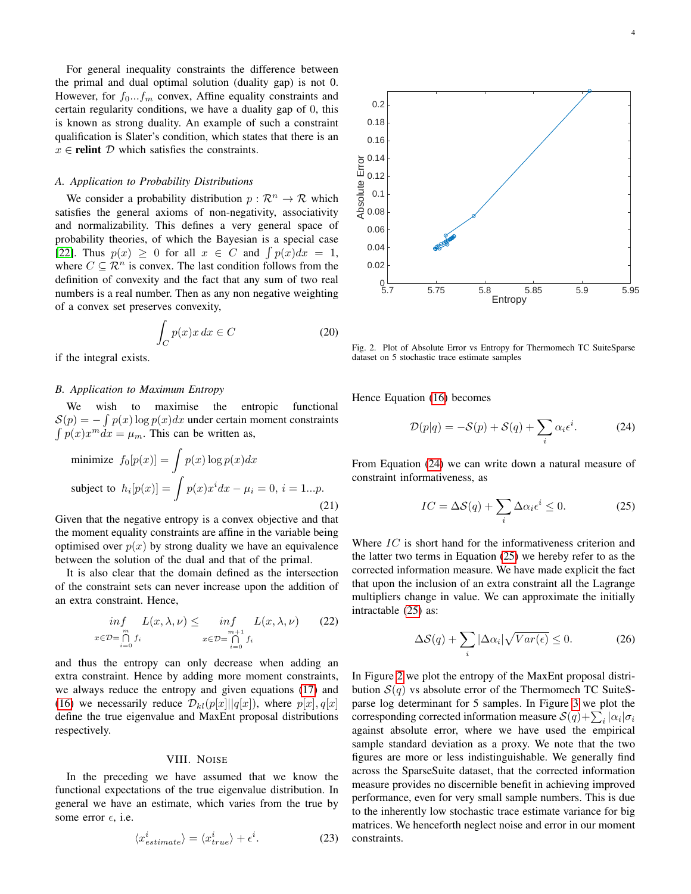For general inequality constraints the difference between the primal and dual optimal solution (duality gap) is not 0. However, for $f_0...f_m$ convex, Affine equality constraints and certain regularity conditions, we have a duality gap of 0, this is known as strong duality. An example of such a constraint qualification is Slater's condition, which states that there is an $x \in \textbf{relint } \mathcal{D}$ which satisfies the constraints.

### A. Application to Probability Distributions

We consider a probability distribution $p : \mathcal{R}^n \to \mathcal{R}$ which satisfies the general axioms of non-negativity, associativity and normalizability. This defines a very general space of probability theories, of which the Bayesian is a special case [22]. Thus $p(x) \geq 0$ for all $x \in C$ and $\int p(x)dx = 1$, where $C \subseteq \mathcal{R}^n$ is convex. The last condition follows from the definition of convexity and the fact that any sum of two real numbers is a real number. Then as any non negative weighting of a convex set preserves convexity,

$$\int_C p(x)x \, dx \in C \tag{20}$$

if the integral exists.

### B. Application to Maximum Entropy

We wish to maximise the entropic functional $\mathcal{S}(p) = -\int p(x)\log p(x)dx$ under certain moment constraints $\int p(x)x^m dx = \mu_m$. This can be written as,

$$\begin{aligned} &\text{minimize } \; f_0[p(x)] = \int p(x)\log p(x)dx \\ &\text{subject to } \; h_i[p(x)] = \int p(x)x^i dx - \mu_i = 0, \; i = 1...p. \end{aligned} \tag{21}$$

Given that the negative entropy is a convex objective and that the moment equality constraints are affine in the variable being optimised over $p(x)$ by strong duality we have an equivalence between the solution of the dual and that of the primal.

It is also clear that the domain defined as the intersection of the constraint sets can never increase upon the addition of an extra constraint. Hence,

$$\underset{x \in \mathcal{D} = \bigcap_{i=0}^{m} f_i}{inf} L(x, \lambda, \nu) \leq \underset{x \in \mathcal{D} = \bigcap_{i=0}^{m+1} f_i}{inf} L(x, \lambda, \nu) \tag{22}$$

and thus the entropy can only decrease when adding an extra constraint. Hence by adding more moment constraints, we always reduce the entropy and given equations (17) and (16) we necessarily reduce $\mathcal{D}_{kl}(p[x]||q[x])$, where $p[x], q[x]$ define the true eigenvalue and MaxEnt proposal distributions respectively.

## VIII. Noise

In the preceding we have assumed that we know the functional expectations of the true eigenvalue distribution. In general we have an estimate, which varies from the true by some error $\epsilon$, i.e.

$$\langle x^i_{estimate} \rangle = \langle x^i_{true} \rangle + \epsilon^i. \tag{23}$$

Absolute Error
0.2
0.18
0.16
0.14
0.12
0.1
0.08
0.06
0.04
0.02
0
5.7
5.75
5.8
5.85
5.9
5.95
Entropy

Fig. 2. Plot of Absolute Error vs Entropy for Thermomech TC SuiteSparse dataset on 5 stochastic trace estimate samples

Hence Equation (16) becomes

$$\mathcal{D}(p|q) = -\mathcal{S}(p) + \mathcal{S}(q) + \sum_i \alpha_i \epsilon^i. \tag{24}$$

From Equation (24) we can write down a natural measure of constraint informativeness, as

$$IC = \Delta\mathcal{S}(q) + \sum_i \Delta\alpha_i \epsilon^i \leq 0. \tag{25}$$

Where $IC$ is short hand for the informativeness criterion and the latter two terms in Equation (25) we hereby refer to as the corrected information measure. We have made explicit the fact that upon the inclusion of an extra constraint all the Lagrange multipliers change in value. We can approximate the initially intractable (25) as:

$$\Delta\mathcal{S}(q) + \sum_i |\Delta\alpha_i| \sqrt{Var(\epsilon)} \leq 0. \tag{26}$$

In Figure 2 we plot the entropy of the MaxEnt proposal distribution $\mathcal{S}(q)$ vs absolute error of the Thermomech TC SuiteSparse log determinant for 5 samples. In Figure 3 we plot the corresponding corrected information measure $\mathcal{S}(q) + \sum_i |\alpha_i|\sigma_i$ against absolute error, where we have used the empirical sample standard deviation as a proxy. We note that the two figures are more or less indistinguishable. We generally find across the SparseSuite dataset, that the corrected information measure provides no discernible benefit in achieving improved performance, even for very small sample numbers. This is due to the inherently low stochastic trace estimate variance for big matrices. We henceforth neglect noise and error in our moment constraints.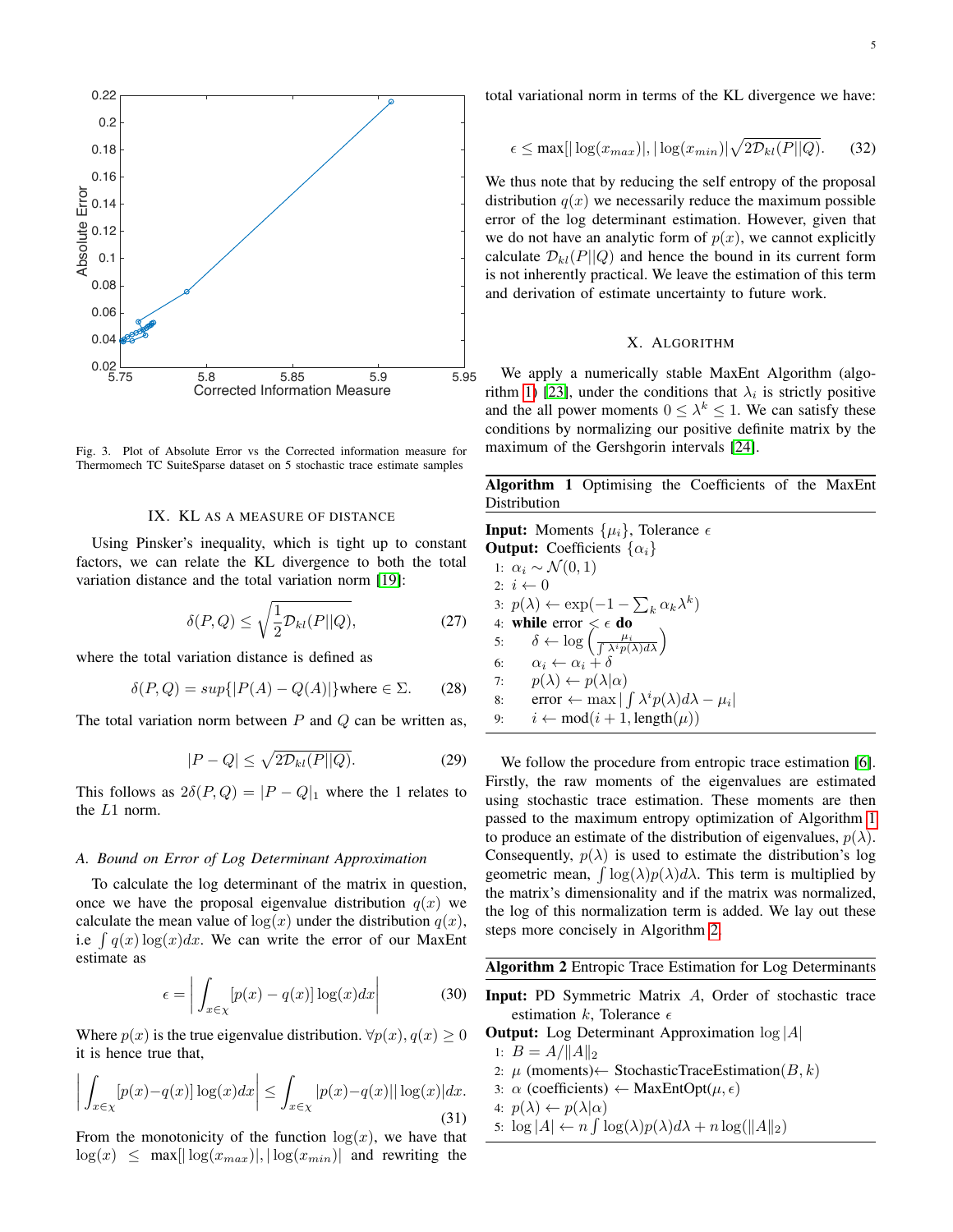0.22
0.2
0.18
0.16
0.14
0.12
0.1
0.08
0.06
0.04
0.02
Absolute Error
5.75
5.8
5.85
5.9
5.95
Corrected Information Measure

Fig. 3. Plot of Absolute Error vs the Corrected information measure for Thermomech TC SuiteSparse dataset on 5 stochastic trace estimate samples

## IX. KL as a Measure of Distance

Using Pinsker's inequality, which is tight up to constant factors, we can relate the KL divergence to both the total variation distance and the total variation norm [19]:

$$\delta(P,Q) \leq \sqrt{\frac{1}{2}\mathcal{D}_{kl}(P||Q)}, \tag{27}$$

where the total variation distance is defined as

$$\delta(P,Q) = sup\{|P(A) - Q(A)|\}\text{where} \in \Sigma. \tag{28}$$

The total variation norm between $P$ and $Q$ can be written as,

$$|P - Q| \leq \sqrt{2\mathcal{D}_{kl}(P||Q)}. \tag{29}$$

This follows as $2\delta(P,Q) = |P - Q|_1$ where the 1 relates to the $L1$ norm.

### A. Bound on Error of Log Determinant Approximation

To calculate the log determinant of the matrix in question, once we have the proposal eigenvalue distribution $q(x)$ we calculate the mean value of $\log(x)$ under the distribution $q(x)$, i.e $\int q(x)\log(x)dx$. We can write the error of our MaxEnt estimate as

$$\epsilon = \left| \int_{x\in\chi} [p(x) - q(x)] \log(x)dx \right| \tag{30}$$

Where $p(x)$ is the true eigenvalue distribution. $\forall p(x), q(x) \geq 0$ it is hence true that,

$$\left| \int_{x\in\chi} [p(x) - q(x)] \log(x)dx \right| \leq \int_{x\in\chi} |p(x) - q(x)||\log(x)|dx. \tag{31}$$

From the monotonicity of the function $\log(x)$, we have that $\log(x) \leq \max[|\log(x_{max})|, |\log(x_{min})|]$ and rewriting the total variational norm in terms of the KL divergence we have:

$$\epsilon \leq \max[|\log(x_{max})|, |\log(x_{min})|]\sqrt{2\mathcal{D}_{kl}(P||Q)}. \tag{32}$$

We thus note that by reducing the self entropy of the proposal distribution $q(x)$ we necessarily reduce the maximum possible error of the log determinant estimation. However, given that we do not have an analytic form of $p(x)$, we cannot explicitly calculate $\mathcal{D}_{kl}(P||Q)$ and hence the bound in its current form is not inherently practical. We leave the estimation of this term and derivation of estimate uncertainty to future work.

## X. Algorithm

We apply a numerically stable MaxEnt Algorithm (algorithm 1) [23], under the conditions that $\lambda_i$ is strictly positive and the all power moments $0 \leq \lambda^k \leq 1$. We can satisfy these conditions by normalizing our positive definite matrix by the maximum of the Gershgorin intervals [24].

**Algorithm 1** Optimising the Coefficients of the MaxEnt Distribution

**Input:** Moments $\{\mu_i\}$, Tolerance $\epsilon$
**Output:** Coefficients $\{\alpha_i\}$

1: $\alpha_i \sim \mathcal{N}(0,1)$
2: $i \leftarrow 0$
3: $p(\lambda) \leftarrow \exp(-1 - \sum_k \alpha_k \lambda^k)$
4: **while** error $< \epsilon$ **do**
5: $\quad\delta \leftarrow \log\left(\frac{\mu_i}{\int \lambda^i p(\lambda)d\lambda}\right)$
6: $\quad\alpha_i \leftarrow \alpha_i + \delta$
7: $\quad p(\lambda) \leftarrow p(\lambda|\alpha)$
8: $\quad$error $\leftarrow \max|\int \lambda^i p(\lambda)d\lambda - \mu_i|$
9: $\quad i \leftarrow \text{mod}(i+1, \text{length}(\mu))$

We follow the procedure from entropic trace estimation [6]. Firstly, the raw moments of the eigenvalues are estimated using stochastic trace estimation. These moments are then passed to the maximum entropy optimization of Algorithm 1 to produce an estimate of the distribution of eigenvalues, $p(\lambda)$. Consequently, $p(\lambda)$ is used to estimate the distribution's log geometric mean, $\int \log(\lambda)p(\lambda)d\lambda$. This term is multiplied by the matrix's dimensionality and if the matrix was normalized, the log of this normalization term is added. We lay out these steps more concisely in Algorithm 2.

**Algorithm 2** Entropic Trace Estimation for Log Determinants

**Input:** PD Symmetric Matrix $A$, Order of stochastic trace estimation $k$, Tolerance $\epsilon$
**Output:** Log Determinant Approximation $\log|A|$

1: $B = A/\|A\|_2$
2: $\mu$ (moments)$\leftarrow$ StochasticTraceEstimation$(B,k)$
3: $\alpha$ (coefficients) $\leftarrow$ MaxEntOpt$(\mu,\epsilon)$
4: $p(\lambda) \leftarrow p(\lambda|\alpha)$
5: $\log|A| \leftarrow n\int \log(\lambda)p(\lambda)d\lambda + n\log(\|A\|_2)$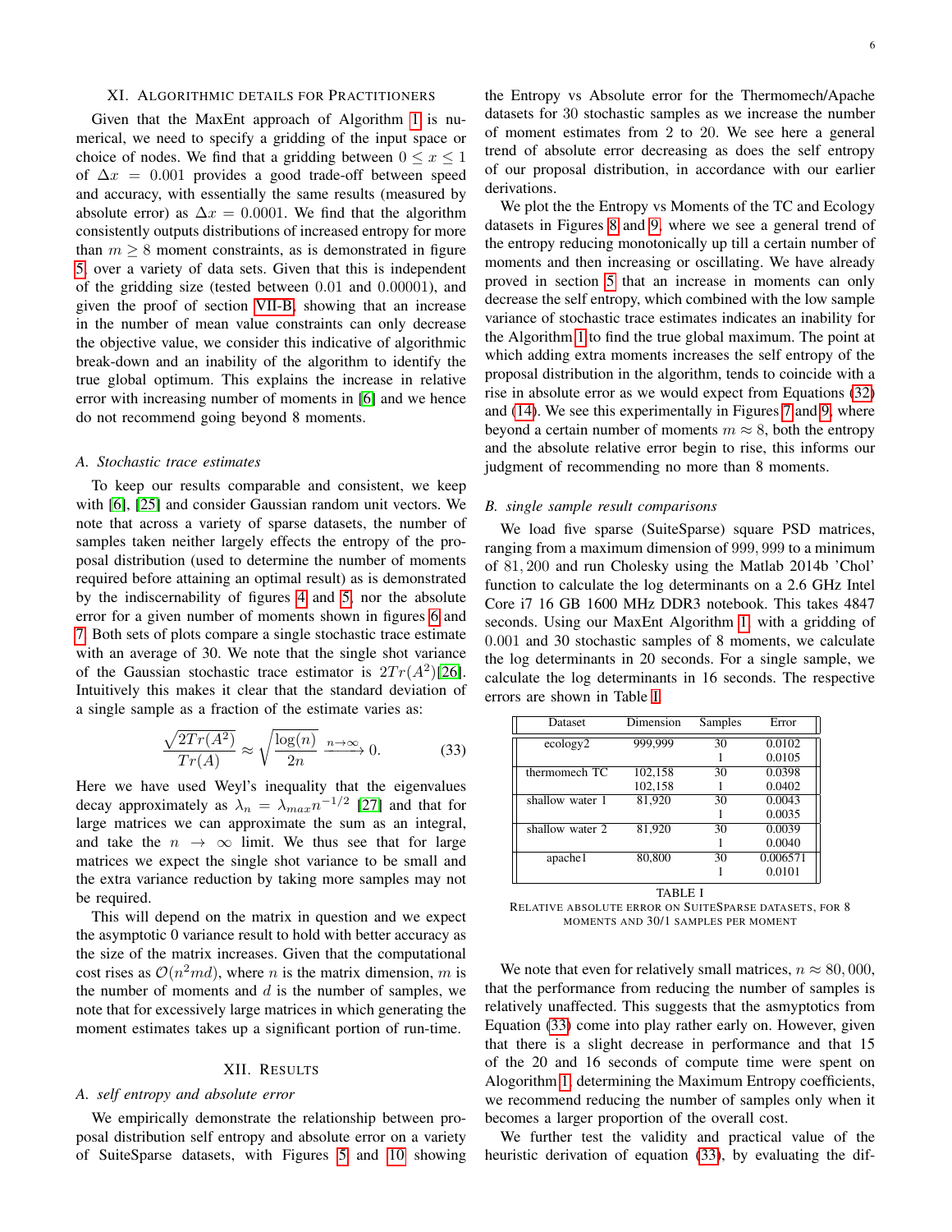## XI. Algorithmic details for Practitioners

Given that the MaxEnt approach of Algorithm 1 is numerical, we need to specify a gridding of the input space or choice of nodes. We find that a gridding between $0 \leq x \leq 1$ of $\Delta x = 0.001$ provides a good trade-off between speed and accuracy, with essentially the same results (measured by absolute error) as $\Delta x = 0.0001$. We find that the algorithm consistently outputs distributions of increased entropy for more than $m \geq 8$ moment constraints, as is demonstrated in figure 5, over a variety of data sets. Given that this is independent of the gridding size (tested between 0.01 and 0.00001), and given the proof of section VII-B, showing that an increase in the number of mean value constraints can only decrease the objective value, we consider this indicative of algorithmic break-down and an inability of the algorithm to identify the true global optimum. This explains the increase in relative error with increasing number of moments in [6] and we hence do not recommend going beyond 8 moments.

### A. Stochastic trace estimates

To keep our results comparable and consistent, we keep with [6], [25] and consider Gaussian random unit vectors. We note that across a variety of sparse datasets, the number of samples taken neither largely effects the entropy of the proposal distribution (used to determine the number of moments required before attaining an optimal result) as is demonstrated by the indiscernability of figures 4 and 5, nor the absolute error for a given number of moments shown in figures 6 and 7. Both sets of plots compare a single stochastic trace estimate with an average of 30. We note that the single shot variance of the Gaussian stochastic trace estimator is $2Tr(A^2)$[26]. Intuitively this makes it clear that the standard deviation of a single sample as a fraction of the estimate varies as:

$$\frac{\sqrt{2Tr(A^2)}}{Tr(A)} \approx \sqrt{\frac{\log(n)}{2n}} \xrightarrow{n \to \infty} 0. \tag{33}$$

Here we have used Weyl's inequality that the eigenvalues decay approximately as $\lambda_n = \lambda_{max} n^{-1/2}$ [27] and that for large matrices we can approximate the sum as an integral, and take the $n \to \infty$ limit. We thus see that for large matrices we expect the single shot variance to be small and the extra variance reduction by taking more samples may not be required.

This will depend on the matrix in question and we expect the asymptotic 0 variance result to hold with better accuracy as the size of the matrix increases. Given that the computational cost rises as $\mathcal{O}(n^2 md)$, where $n$ is the matrix dimension, $m$ is the number of moments and $d$ is the number of samples, we note that for excessively large matrices in which generating the moment estimates takes up a significant portion of run-time.

## XII. Results

### A. self entropy and absolute error

We empirically demonstrate the relationship between proposal distribution self entropy and absolute error on a variety of SuiteSparse datasets, with Figures 5 and 10 showing the Entropy vs Absolute error for the Thermomech/Apache datasets for 30 stochastic samples as we increase the number of moment estimates from 2 to 20. We see here a general trend of absolute error decreasing as does the self entropy of our proposal distribution, in accordance with our earlier derivations.

We plot the the Entropy vs Moments of the TC and Ecology datasets in Figures 8 and 9, where we see a general trend of the entropy reducing monotonically up till a certain number of moments and then increasing or oscillating. We have already proved in section 5 that an increase in moments can only decrease the self entropy, which combined with the low sample variance of stochastic trace estimates indicates an inability for the Algorithm 1 to find the true global maximum. The point at which adding extra moments increases the self entropy of the proposal distribution in the algorithm, tends to coincide with a rise in absolute error as we would expect from Equations (32) and (14). We see this experimentally in Figures 7 and 9, where beyond a certain number of moments $m \approx 8$, both the entropy and the absolute relative error begin to rise, this informs our judgment of recommending no more than 8 moments.

### B. single sample result comparisons

We load five sparse (SuiteSparse) square PSD matrices, ranging from a maximum dimension of 999,999 to a minimum of 81,200 and run Cholesky using the Matlab 2014b 'Chol' function to calculate the log determinants on a 2.6 GHz Intel Core i7 16 GB 1600 MHz DDR3 notebook. This takes 4847 seconds. Using our MaxEnt Algorithm 1, with a gridding of 0.001 and 30 stochastic samples of 8 moments, we calculate the log determinants in 20 seconds. For a single sample, we calculate the log determinants in 16 seconds. The respective errors are shown in Table I.

| Dataset | Dimension | Samples | Error |
|---|---|---|---|
| ecology2 | 999,999 | 30 | 0.0102 |
| | | 1 | 0.0105 |
| thermomech TC | 102,158 | 30 | 0.0398 |
| | 102,158 | 1 | 0.0402 |
| shallow water 1 | 81,920 | 30 | 0.0043 |
| | | 1 | 0.0035 |
| shallow water 2 | 81,920 | 30 | 0.0039 |
| | | 1 | 0.0040 |
| apache1 | 80,800 | 30 | 0.006571 |
| | | 1 | 0.0101 |

TABLE I
Relative absolute error on SuiteSparse datasets, for 8 moments and 30/1 samples per moment

We note that even for relatively small matrices, $n \approx 80,000$, that the performance from reducing the number of samples is relatively unaffected. This suggests that the asmyptotics from Equation (33) come into play rather early on. However, given that there is a slight decrease in performance and that 15 of the 20 and 16 seconds of compute time were spent on Alogorithm 1, determining the Maximum Entropy coefficients, we recommend reducing the number of samples only when it becomes a larger proportion of the overall cost.

We further test the validity and practical value of the heuristic derivation of equation (33), by evaluating the dif-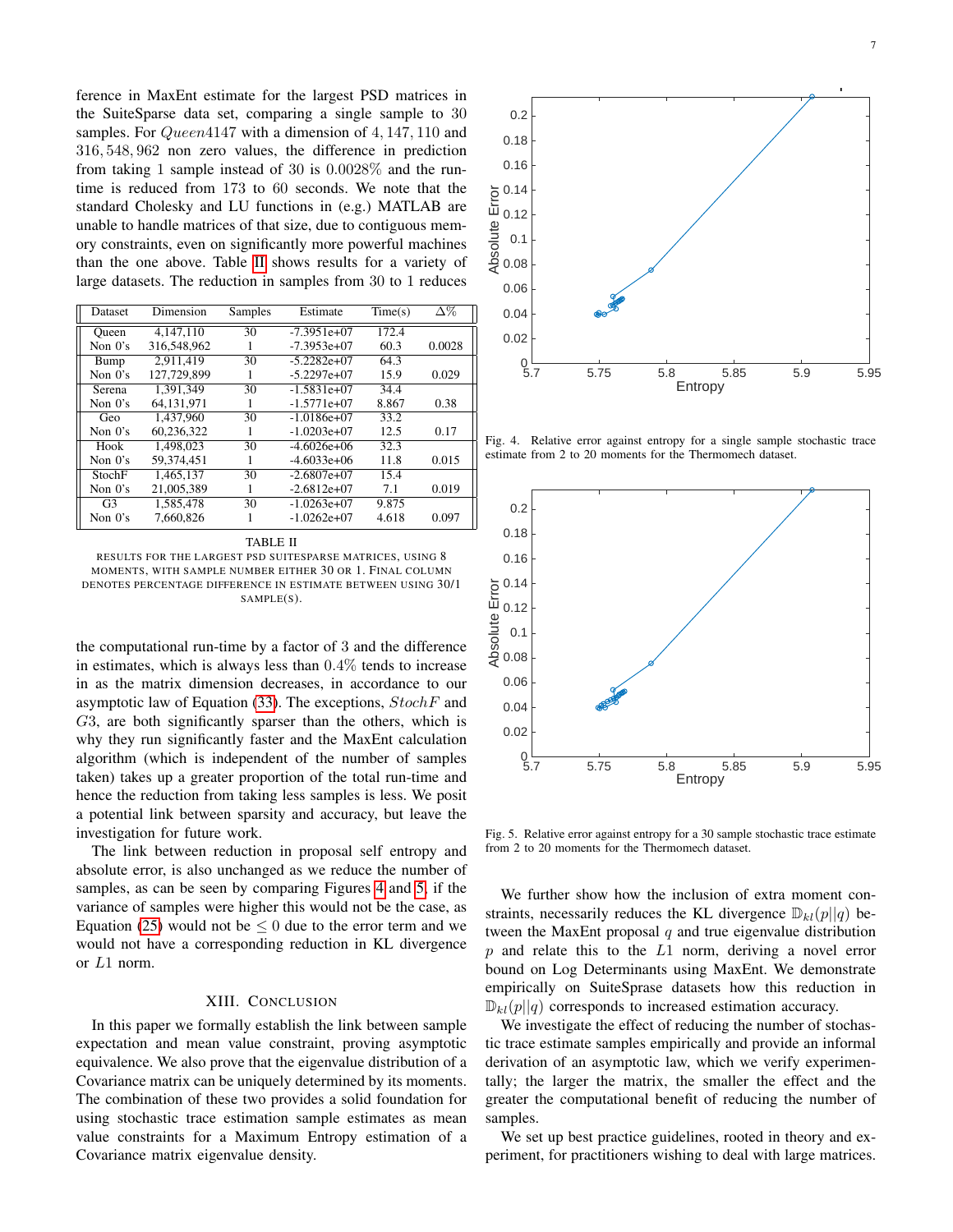ference in MaxEnt estimate for the largest PSD matrices in the SuiteSparse data set, comparing a single sample to 30 samples. For $Queen4147$ with a dimension of $4,147,110$ and $316,548,962$ non zero values, the difference in prediction from taking 1 sample instead of 30 is $0.0028\%$ and the run-time is reduced from 173 to 60 seconds. We note that the standard Cholesky and LU functions in (e.g.) MATLAB are unable to handle matrices of that size, due to contiguous memory constraints, even on significantly more powerful machines than the one above. Table II shows results for a variety of large datasets. The reduction in samples from 30 to 1 reduces

| Dataset | Dimension | Samples | Estimate | Time(s) | Δ% |
|---|---|---|---|---|---|
| Queen | 4,147,110 | 30 | -7.3951e+07 | 172.4 | |
| Non 0's | 316,548,962 | 1 | -7.3953e+07 | 60.3 | 0.0028 |
| Bump | 2,911,419 | 30 | -5.2282e+07 | 64.3 | |
| Non 0's | 127,729,899 | 1 | -5.2297e+07 | 15.9 | 0.029 |
| Serena | 1,391,349 | 30 | -1.5831e+07 | 34.4 | |
| Non 0's | 64,131,971 | 1 | -1.5771e+07 | 8.867 | 0.38 |
| Geo | 1,437,960 | 30 | -1.0186e+07 | 33.2 | |
| Non 0's | 60,236,322 | 1 | -1.0203e+07 | 12.5 | 0.17 |
| Hook | 1,498,023 | 30 | -4.6026e+06 | 32.3 | |
| Non 0's | 59,374,451 | 1 | -4.6033e+06 | 11.8 | 0.015 |
| StochF | 1,465,137 | 30 | -2.6807e+07 | 15.4 | |
| Non 0's | 21,005,389 | 1 | -2.6812e+07 | 7.1 | 0.019 |
| G3 | 1,585,478 | 30 | -1.0263e+07 | 9.875 | |
| Non 0's | 7,660,826 | 1 | -1.0262e+07 | 4.618 | 0.097 |

TABLE II
RESULTS FOR THE LARGEST PSD SUITESPARSE MATRICES, USING 8 MOMENTS, WITH SAMPLE NUMBER EITHER 30 OR 1. FINAL COLUMN DENOTES PERCENTAGE DIFFERENCE IN ESTIMATE BETWEEN USING 30/1 SAMPLE(S).

the computational run-time by a factor of 3 and the difference in estimates, which is always less than $0.4\%$ tends to increase in as the matrix dimension decreases, in accordance to our asymptotic law of Equation (33). The exceptions, $StochF$ and $G3$, are both significantly sparser than the others, which is why they run significantly faster and the MaxEnt calculation algorithm (which is independent of the number of samples taken) takes up a greater proportion of the total run-time and hence the reduction from taking less samples is less. We posit a potential link between sparsity and accuracy, but leave the investigation for future work.

The link between reduction in proposal self entropy and absolute error, is also unchanged as we reduce the number of samples, as can be seen by comparing Figures 4 and 5, if the variance of samples were higher this would not be the case, as Equation (25) would not be $\leq 0$ due to the error term and we would not have a corresponding reduction in KL divergence or $L1$ norm.

Absolute Error
Entropy
0 0.02 0.04 0.06 0.08 0.1 0.12 0.14 0.16 0.18 0.2
5.7 5.75 5.8 5.85 5.9 5.95

Fig. 4. Relative error against entropy for a single sample stochastic trace estimate from 2 to 20 moments for the Thermomech dataset.

Absolute Error
Entropy
0 0.02 0.04 0.06 0.08 0.1 0.12 0.14 0.16 0.18 0.2
5.7 5.75 5.8 5.85 5.9 5.95

Fig. 5. Relative error against entropy for a 30 sample stochastic trace estimate from 2 to 20 moments for the Thermomech dataset.

## XIII. Conclusion

In this paper we formally establish the link between sample expectation and mean value constraint, proving asymptotic equivalence. We also prove that the eigenvalue distribution of a Covariance matrix can be uniquely determined by its moments. The combination of these two provides a solid foundation for using stochastic trace estimation sample estimates as mean value constraints for a Maximum Entropy estimation of a Covariance matrix eigenvalue density.

We further show how the inclusion of extra moment constraints, necessarily reduces the KL divergence $\mathbb{D}_{kl}(p||q)$ between the MaxEnt proposal $q$ and true eigenvalue distribution $p$ and relate this to the $L1$ norm, deriving a novel error bound on Log Determinants using MaxEnt. We demonstrate empirically on SuiteSprase datasets how this reduction in $\mathbb{D}_{kl}(p||q)$ corresponds to increased estimation accuracy.

We investigate the effect of reducing the number of stochastic trace estimate samples empirically and provide an informal derivation of an asymptotic law, which we verify experimentally; the larger the matrix, the smaller the effect and the greater the computational benefit of reducing the number of samples.

We set up best practice guidelines, rooted in theory and experiment, for practitioners wishing to deal with large matrices.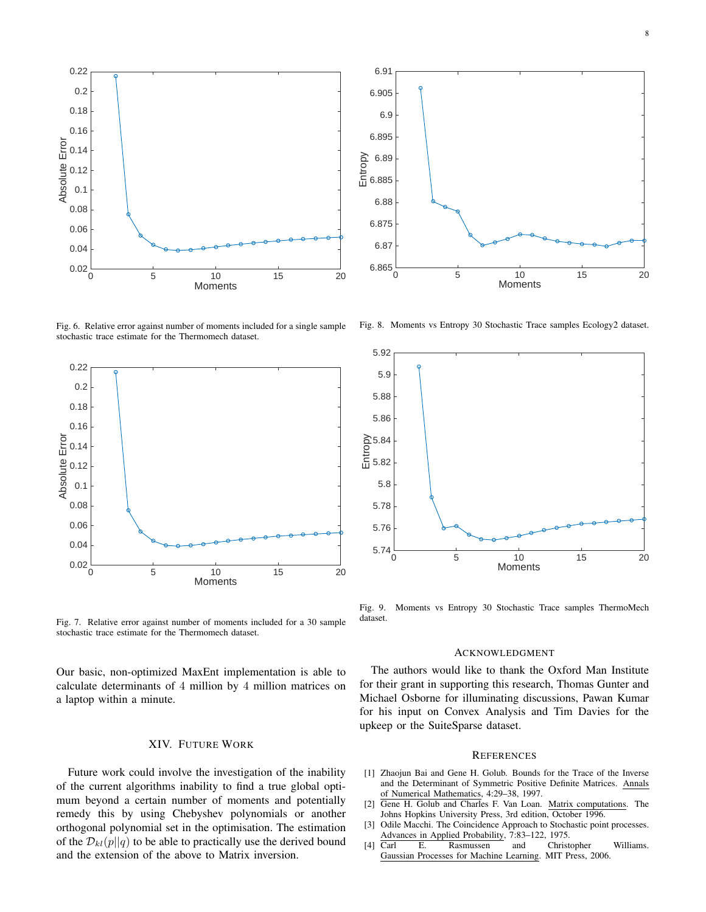Absolute Error
0.22
0.2
0.18
0.16
0.14
0.12
0.1
0.08
0.06
0.04
0.02
0
5
10
15
20
Moments

Fig. 6. Relative error against number of moments included for a single sample stochastic trace estimate for the Thermomech dataset.

Absolute Error
0.22
0.2
0.18
0.16
0.14
0.12
0.1
0.08
0.06
0.04
0.02
0
5
10
15
20
Moments

Fig. 7. Relative error against number of moments included for a 30 sample stochastic trace estimate for the Thermomech dataset.

Our basic, non-optimized MaxEnt implementation is able to calculate determinants of 4 million by 4 million matrices on a laptop within a minute.

## XIV. Future Work

Future work could involve the investigation of the inability of the current algorithms inability to find a true global optimum beyond a certain number of moments and potentially remedy this by using Chebyshev polynomials or another orthogonal polynomial set in the optimisation. The estimation of the $\mathcal{D}_{kl}(p||q)$ to be able to practically use the derived bound and the extension of the above to Matrix inversion.

Entropy
6.91
6.905
6.9
6.895
6.89
6.885
6.88
6.875
6.87
6.865
0
5
10
15
20
Moments

Fig. 8. Moments vs Entropy 30 Stochastic Trace samples Ecology2 dataset.

Entropy
5.92
5.9
5.88
5.86
5.84
5.82
5.8
5.78
5.76
5.74
0
5
10
15
20
Moments

Fig. 9. Moments vs Entropy 30 Stochastic Trace samples ThermoMech dataset.

## Acknowledgment

The authors would like to thank the Oxford Man Institute for their grant in supporting this research, Thomas Gunter and Michael Osborne for illuminating discussions, Pawan Kumar for his input on Convex Analysis and Tim Davies for the upkeep or the SuiteSparse dataset.

## References

[1] Zhaojun Bai and Gene H. Golub. Bounds for the Trace of the Inverse and the Determinant of Symmetric Positive Definite Matrices. Annals of Numerical Mathematics, 4:29–38, 1997.

[2] Gene H. Golub and Charles F. Van Loan. Matrix computations. The Johns Hopkins University Press, 3rd edition, October 1996.

[3] Odile Macchi. The Coincidence Approach to Stochastic point processes. Advances in Applied Probability, 7:83–122, 1975.

[4] Carl E. Rasmussen and Christopher Williams. Gaussian Processes for Machine Learning. MIT Press, 2006.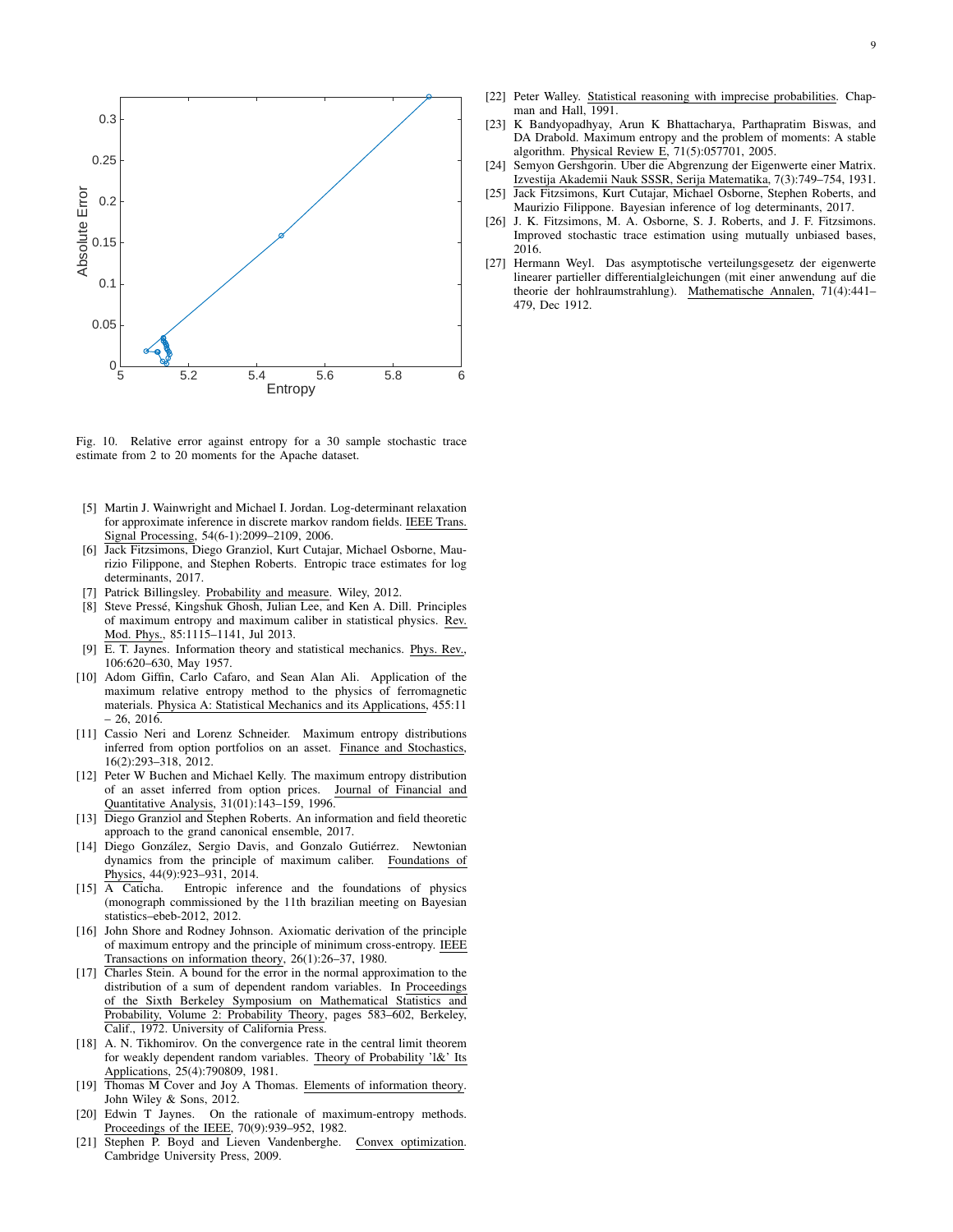Absolute Error

0.3
0.25
0.2
0.15
0.1
0.05
0

5
5.2
5.4
5.6
5.8
6

Entropy

Fig. 10. Relative error against entropy for a 30 sample stochastic trace estimate from 2 to 20 moments for the Apache dataset.

[5] Martin J. Wainwright and Michael I. Jordan. Log-determinant relaxation for approximate inference in discrete markov random fields. IEEE Trans. Signal Processing, 54(6-1):2099–2109, 2006.

[6] Jack Fitzsimons, Diego Granziol, Kurt Cutajar, Michael Osborne, Maurizio Filippone, and Stephen Roberts. Entropic trace estimates for log determinants, 2017.

[7] Patrick Billingsley. Probability and measure. Wiley, 2012.

[8] Steve Pressé, Kingshuk Ghosh, Julian Lee, and Ken A. Dill. Principles of maximum entropy and maximum caliber in statistical physics. Rev. Mod. Phys., 85:1115–1141, Jul 2013.

[9] E. T. Jaynes. Information theory and statistical mechanics. Phys. Rev., 106:620–630, May 1957.

[10] Adom Giffin, Carlo Cafaro, and Sean Alan Ali. Application of the maximum relative entropy method to the physics of ferromagnetic materials. Physica A: Statistical Mechanics and its Applications, 455:11 – 26, 2016.

[11] Cassio Neri and Lorenz Schneider. Maximum entropy distributions inferred from option portfolios on an asset. Finance and Stochastics, 16(2):293–318, 2012.

[12] Peter W Buchen and Michael Kelly. The maximum entropy distribution of an asset inferred from option prices. Journal of Financial and Quantitative Analysis, 31(01):143–159, 1996.

[13] Diego Granziol and Stephen Roberts. An information and field theoretic approach to the grand canonical ensemble, 2017.

[14] Diego González, Sergio Davis, and Gonzalo Gutiérrez. Newtonian dynamics from the principle of maximum caliber. Foundations of Physics, 44(9):923–931, 2014.

[15] A Caticha. Entropic inference and the foundations of physics (monograph commissioned by the 11th brazilian meeting on Bayesian statistics–ebeb-2012, 2012.

[16] John Shore and Rodney Johnson. Axiomatic derivation of the principle of maximum entropy and the principle of minimum cross-entropy. IEEE Transactions on information theory, 26(1):26–37, 1980.

[17] Charles Stein. A bound for the error in the normal approximation to the distribution of a sum of dependent random variables. In Proceedings of the Sixth Berkeley Symposium on Mathematical Statistics and Probability, Volume 2: Probability Theory, pages 583–602, Berkeley, Calif., 1972. University of California Press.

[18] A. N. Tikhomirov. On the convergence rate in the central limit theorem for weakly dependent random variables. Theory of Probability 'l&' Its Applications, 25(4):790809, 1981.

[19] Thomas M Cover and Joy A Thomas. Elements of information theory. John Wiley & Sons, 2012.

[20] Edwin T Jaynes. On the rationale of maximum-entropy methods. Proceedings of the IEEE, 70(9):939–952, 1982.

[21] Stephen P. Boyd and Lieven Vandenberghe. Convex optimization. Cambridge University Press, 2009.

[22] Peter Walley. Statistical reasoning with imprecise probabilities. Chapman and Hall, 1991.

[23] K Bandyopadhyay, Arun K Bhattacharya, Parthapratim Biswas, and DA Drabold. Maximum entropy and the problem of moments: A stable algorithm. Physical Review E, 71(5):057701, 2005.

[24] Semyon Gershgorin. Über die Abgrenzung der Eigenwerte einer Matrix. Izvestija Akademii Nauk SSSR, Serija Matematika, 7(3):749–754, 1931.

[25] Jack Fitzsimons, Kurt Cutajar, Michael Osborne, Stephen Roberts, and Maurizio Filippone. Bayesian inference of log determinants, 2017.

[26] J. K. Fitzsimons, M. A. Osborne, S. J. Roberts, and J. F. Fitzsimons. Improved stochastic trace estimation using mutually unbiased bases, 2016.

[27] Hermann Weyl. Das asymptotische verteilungsgesetz der eigenwerte linearer partieller differentialgleichungen (mit einer anwendung auf die theorie der hohlraumstrahlung). Mathematische Annalen, 71(4):441–479, Dec 1912.